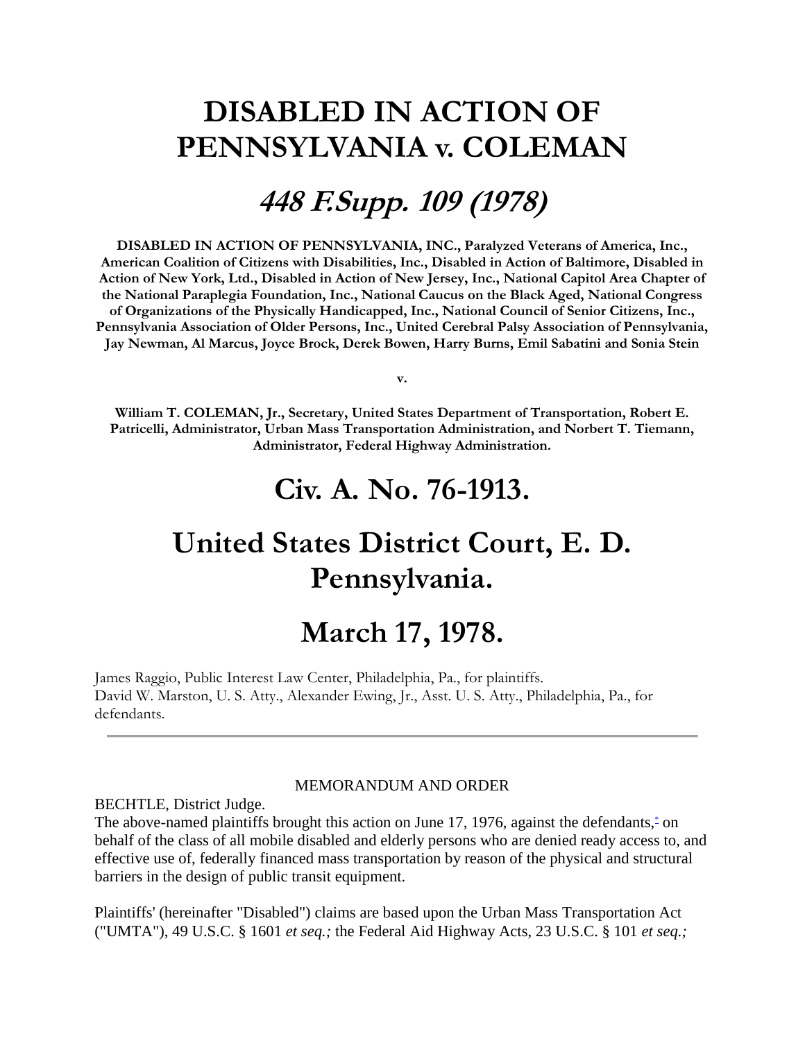# DISABLED IN ACTION OF PENNSYLVANIA v. COLEMAN

## *448 F.Supp. 109 (1978)*

**DISABLED IN ACTION OF PENNSYLVANIA, INC., Paralyzed Veterans of America, Inc., American Coalition of Citizens with Disabilities, Inc., Disabled in Action of Baltimore, Disabled in Action of New York, Ltd., Disabled in Action of New Jersey, Inc., National Capitol Area Chapter of the National Paraplegia Foundation, Inc., National Caucus on the Black Aged, National Congress of Organizations of the Physically Handicapped, Inc., National Council of Senior Citizens, Inc., Pennsylvania Association of Older Persons, Inc., United Cerebral Palsy Association of Pennsylvania, Jay Newman, Al Marcus, Joyce Brock, Derek Bowen, Harry Burns, Emil Sabatini and Sonia Stein**

**v.**

**William T. COLEMAN, Jr., Secretary, United States Department of Transportation, Robert E. Patricelli, Administrator, Urban Mass Transportation Administration, and Norbert T. Tiemann, Administrator, Federal Highway Administration.**

# Civ. A. No. 76-1913.

# United States District Court, E. D. Pennsylvania.

# March 17, 1978.

James Raggio, Public Interest Law Center, Philadelphia, Pa., for plaintiffs.
David W. Marston, U. S. Atty., Alexander Ewing, Jr., Asst. U. S. Atty., Philadelphia, Pa., for defendants.

---

MEMORANDUM AND ORDER

BECHTLE, District Judge.

The above-named plaintiffs brought this action on June 17, 1976, against the defendants,[*] on behalf of the class of all mobile disabled and elderly persons who are denied ready access to, and effective use of, federally financed mass transportation by reason of the physical and structural barriers in the design of public transit equipment.

Plaintiffs' (hereinafter "Disabled") claims are based upon the Urban Mass Transportation Act ("UMTA"), 49 U.S.C. § 1601 *et seq.;* the Federal Aid Highway Acts, 23 U.S.C. § 101 *et seq.;*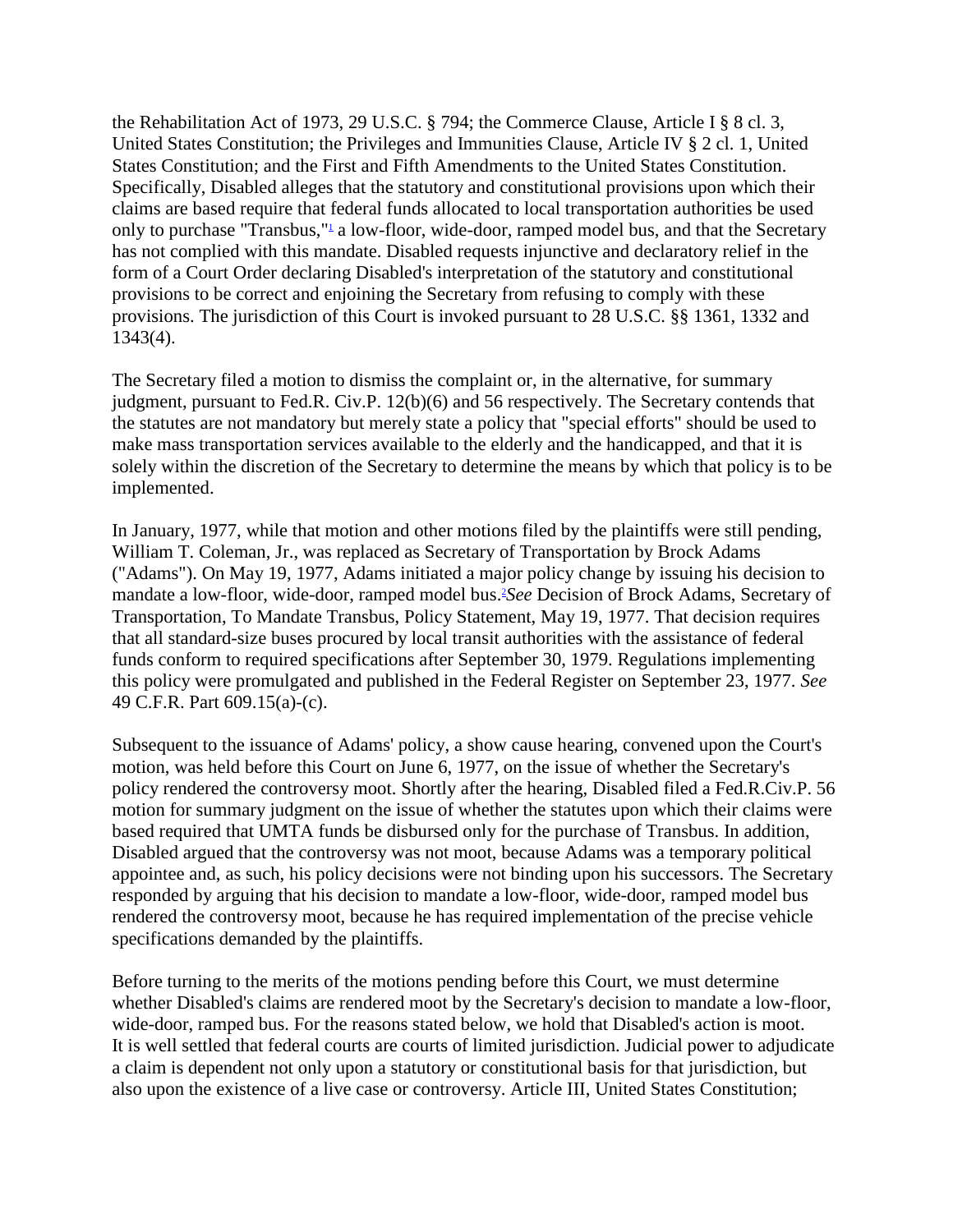the Rehabilitation Act of 1973, 29 U.S.C. § 794; the Commerce Clause, Article I § 8 cl. 3, United States Constitution; the Privileges and Immunities Clause, Article IV § 2 cl. 1, United States Constitution; and the First and Fifth Amendments to the United States Constitution. Specifically, Disabled alleges that the statutory and constitutional provisions upon which their claims are based require that federal funds allocated to local transportation authorities be used only to purchase "Transbus,"[1] a low-floor, wide-door, ramped model bus, and that the Secretary has not complied with this mandate. Disabled requests injunctive and declaratory relief in the form of a Court Order declaring Disabled's interpretation of the statutory and constitutional provisions to be correct and enjoining the Secretary from refusing to comply with these provisions. The jurisdiction of this Court is invoked pursuant to 28 U.S.C. §§ 1361, 1332 and 1343(4).

The Secretary filed a motion to dismiss the complaint or, in the alternative, for summary judgment, pursuant to Fed.R. Civ.P. 12(b)(6) and 56 respectively. The Secretary contends that the statutes are not mandatory but merely state a policy that "special efforts" should be used to make mass transportation services available to the elderly and the handicapped, and that it is solely within the discretion of the Secretary to determine the means by which that policy is to be implemented.

In January, 1977, while that motion and other motions filed by the plaintiffs were still pending, William T. Coleman, Jr., was replaced as Secretary of Transportation by Brock Adams ("Adams"). On May 19, 1977, Adams initiated a major policy change by issuing his decision to mandate a low-floor, wide-door, ramped model bus.[2] *See* Decision of Brock Adams, Secretary of Transportation, To Mandate Transbus, Policy Statement, May 19, 1977. That decision requires that all standard-size buses procured by local transit authorities with the assistance of federal funds conform to required specifications after September 30, 1979. Regulations implementing this policy were promulgated and published in the Federal Register on September 23, 1977. *See* 49 C.F.R. Part 609.15(a)-(c).

Subsequent to the issuance of Adams' policy, a show cause hearing, convened upon the Court's motion, was held before this Court on June 6, 1977, on the issue of whether the Secretary's policy rendered the controversy moot. Shortly after the hearing, Disabled filed a Fed.R.Civ.P. 56 motion for summary judgment on the issue of whether the statutes upon which their claims were based required that UMTA funds be disbursed only for the purchase of Transbus. In addition, Disabled argued that the controversy was not moot, because Adams was a temporary political appointee and, as such, his policy decisions were not binding upon his successors. The Secretary responded by arguing that his decision to mandate a low-floor, wide-door, ramped model bus rendered the controversy moot, because he has required implementation of the precise vehicle specifications demanded by the plaintiffs.

Before turning to the merits of the motions pending before this Court, we must determine whether Disabled's claims are rendered moot by the Secretary's decision to mandate a low-floor, wide-door, ramped bus. For the reasons stated below, we hold that Disabled's action is moot.
It is well settled that federal courts are courts of limited jurisdiction. Judicial power to adjudicate a claim is dependent not only upon a statutory or constitutional basis for that jurisdiction, but also upon the existence of a live case or controversy. Article III, United States Constitution;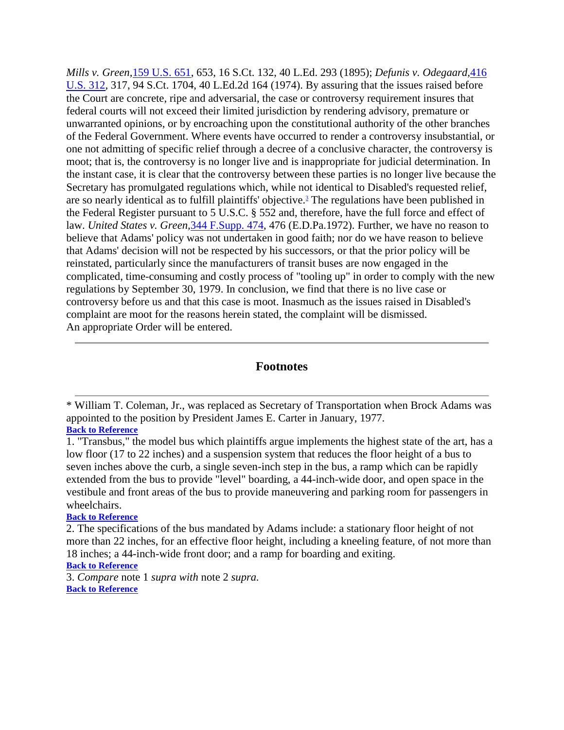*Mills v. Green*, 159 U.S. 651, 653, 16 S.Ct. 132, 40 L.Ed. 293 (1895); *Defunis v. Odegaard*, 416 U.S. 312, 317, 94 S.Ct. 1704, 40 L.Ed.2d 164 (1974). By assuring that the issues raised before the Court are concrete, ripe and adversarial, the case or controversy requirement insures that federal courts will not exceed their limited jurisdiction by rendering advisory, premature or unwarranted opinions, or by encroaching upon the constitutional authority of the other branches of the Federal Government. Where events have occurred to render a controversy insubstantial, or one not admitting of specific relief through a decree of a conclusive character, the controversy is moot; that is, the controversy is no longer live and is inappropriate for judicial determination. In the instant case, it is clear that the controversy between these parties is no longer live because the Secretary has promulgated regulations which, while not identical to Disabled's requested relief, are so nearly identical as to fulfill plaintiffs' objective.[3] The regulations have been published in the Federal Register pursuant to 5 U.S.C. § 552 and, therefore, have the full force and effect of law. *United States v. Green*, 344 F.Supp. 474, 476 (E.D.Pa.1972). Further, we have no reason to believe that Adams' policy was not undertaken in good faith; nor do we have reason to believe that Adams' decision will not be respected by his successors, or that the prior policy will be reinstated, particularly since the manufacturers of transit buses are now engaged in the complicated, time-consuming and costly process of "tooling up" in order to comply with the new regulations by September 30, 1979. In conclusion, we find that there is no live case or controversy before us and that this case is moot. Inasmuch as the issues raised in Disabled's complaint are moot for the reasons herein stated, the complaint will be dismissed.
An appropriate Order will be entered.

---

## Footnotes

---

* William T. Coleman, Jr., was replaced as Secretary of Transportation when Brock Adams was appointed to the position by President James E. Carter in January, 1977.
**Back to Reference**

1. "Transbus," the model bus which plaintiffs argue implements the highest state of the art, has a low floor (17 to 22 inches) and a suspension system that reduces the floor height of a bus to seven inches above the curb, a single seven-inch step in the bus, a ramp which can be rapidly extended from the bus to provide "level" boarding, a 44-inch-wide door, and open space in the vestibule and front areas of the bus to provide maneuvering and parking room for passengers in wheelchairs.
**Back to Reference**

2. The specifications of the bus mandated by Adams include: a stationary floor height of not more than 22 inches, for an effective floor height, including a kneeling feature, of not more than 18 inches; a 44-inch-wide front door; and a ramp for boarding and exiting.
**Back to Reference**

3. *Compare* note 1 *supra with* note 2 *supra.*
**Back to Reference**